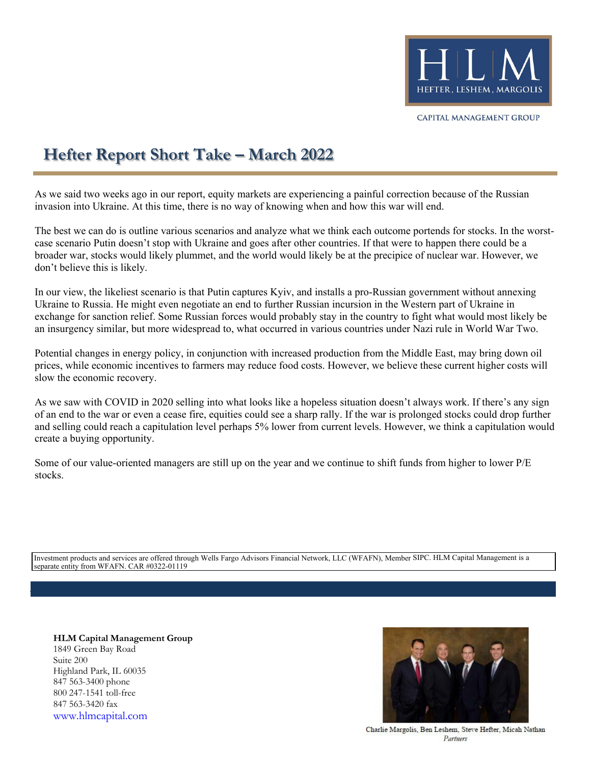HLM
HEFTER, LESHEM, MARGOLIS

CAPITAL MANAGEMENT GROUP

# Hefter Report Short Take – March 2022

As we said two weeks ago in our report, equity markets are experiencing a painful correction because of the Russian invasion into Ukraine. At this time, there is no way of knowing when and how this war will end.

The best we can do is outline various scenarios and analyze what we think each outcome portends for stocks. In the worst-case scenario Putin doesn't stop with Ukraine and goes after other countries. If that were to happen there could be a broader war, stocks would likely plummet, and the world would likely be at the precipice of nuclear war. However, we don't believe this is likely.

In our view, the likeliest scenario is that Putin captures Kyiv, and installs a pro-Russian government without annexing Ukraine to Russia. He might even negotiate an end to further Russian incursion in the Western part of Ukraine in exchange for sanction relief. Some Russian forces would probably stay in the country to fight what would most likely be an insurgency similar, but more widespread to, what occurred in various countries under Nazi rule in World War Two.

Potential changes in energy policy, in conjunction with increased production from the Middle East, may bring down oil prices, while economic incentives to farmers may reduce food costs. However, we believe these current higher costs will slow the economic recovery.

As we saw with COVID in 2020 selling into what looks like a hopeless situation doesn't always work. If there's any sign of an end to the war or even a cease fire, equities could see a sharp rally. If the war is prolonged stocks could drop further and selling could reach a capitulation level perhaps 5% lower from current levels. However, we think a capitulation would create a buying opportunity.

Some of our value-oriented managers are still up on the year and we continue to shift funds from higher to lower P/E stocks.

Investment products and services are offered through Wells Fargo Advisors Financial Network, LLC (WFAFN), Member SIPC. HLM Capital Management is a separate entity from WFAFN. CAR #0322-01119

**HLM Capital Management Group**
1849 Green Bay Road
Suite 200
Highland Park, IL 60035
847 563-3400 phone
800 247-1541 toll-free
847 563-3420 fax
www.hlmcapital.com

Charlie Margolis, Ben Leshem, Steve Hefter, Micah Nathan
*Partners*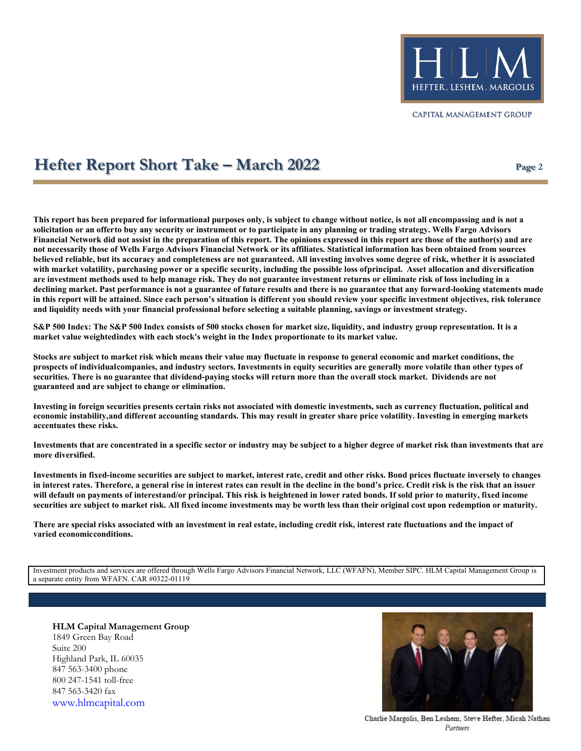# Hefter Report Short Take – March 2022

**This report has been prepared for informational purposes only, is subject to change without notice, is not all encompassing and is not a solicitation or an offerto buy any security or instrument or to participate in any planning or trading strategy. Wells Fargo Advisors Financial Network did not assist in the preparation of this report. The opinions expressed in this report are those of the author(s) and are not necessarily those of Wells Fargo Advisors Financial Network or its affiliates. Statistical information has been obtained from sources believed reliable, but its accuracy and completeness are not guaranteed. All investing involves some degree of risk, whether it is associated with market volatility, purchasing power or a specific security, including the possible loss ofprincipal. Asset allocation and diversification are investment methods used to help manage risk. They do not guarantee investment returns or eliminate risk of loss including in a declining market. Past performance is not a guarantee of future results and there is no guarantee that any forward-looking statements made in this report will be attained. Since each person's situation is different you should review your specific investment objectives, risk tolerance and liquidity needs with your financial professional before selecting a suitable planning, savings or investment strategy.**

**S&P 500 Index: The S&P 500 Index consists of 500 stocks chosen for market size, liquidity, and industry group representation. It is a market value weightedindex with each stock's weight in the Index proportionate to its market value.**

**Stocks are subject to market risk which means their value may fluctuate in response to general economic and market conditions, the prospects of individualcompanies, and industry sectors. Investments in equity securities are generally more volatile than other types of securities. There is no guarantee that dividend-paying stocks will return more than the overall stock market. Dividends are not guaranteed and are subject to change or elimination.**

**Investing in foreign securities presents certain risks not associated with domestic investments, such as currency fluctuation, political and economic instability,and different accounting standards. This may result in greater share price volatility. Investing in emerging markets accentuates these risks.**

**Investments that are concentrated in a specific sector or industry may be subject to a higher degree of market risk than investments that are more diversified.**

**Investments in fixed-income securities are subject to market, interest rate, credit and other risks. Bond prices fluctuate inversely to changes in interest rates. Therefore, a general rise in interest rates can result in the decline in the bond's price. Credit risk is the risk that an issuer will default on payments of interestand/or principal. This risk is heightened in lower rated bonds. If sold prior to maturity, fixed income securities are subject to market risk. All fixed income investments may be worth less than their original cost upon redemption or maturity.**

**There are special risks associated with an investment in real estate, including credit risk, interest rate fluctuations and the impact of varied economicconditions.**

Investment products and services are offered through Wells Fargo Advisors Financial Network, LLC (WFAFN), Member SIPC. HLM Capital Management Group is a separate entity from WFAFN. CAR #0322-01119

**HLM Capital Management Group**
1849 Green Bay Road
Suite 200
Highland Park, IL 60035
847 563-3400 phone
800 247-1541 toll-free
847 563-3420 fax
www.hlmcapital.com

Charlie Margolis, Ben Leshem, Steve Hefter, Micah Nathan
*Partners*